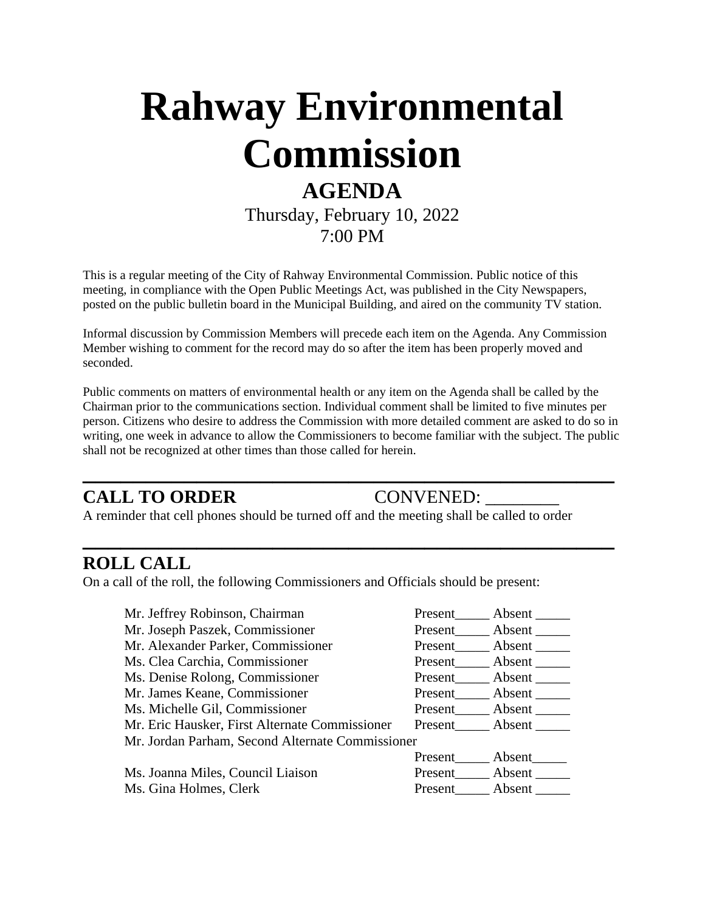# Rahway Environmental Commission

## AGENDA

Thursday, February 10, 2022
7:00 PM

This is a regular meeting of the City of Rahway Environmental Commission. Public notice of this meeting, in compliance with the Open Public Meetings Act, was published in the City Newspapers, posted on the public bulletin board in the Municipal Building, and aired on the community TV station.

Informal discussion by Commission Members will precede each item on the Agenda. Any Commission Member wishing to comment for the record may do so after the item has been properly moved and seconded.

Public comments on matters of environmental health or any item on the Agenda shall be called by the Chairman prior to the communications section. Individual comment shall be limited to five minutes per person. Citizens who desire to address the Commission with more detailed comment are asked to do so in writing, one week in advance to allow the Commissioners to become familiar with the subject. The public shall not be recognized at other times than those called for herein.

---

## CALL TO ORDER    CONVENED: ________

A reminder that cell phones should be turned off and the meeting shall be called to order

---

## ROLL CALL

On a call of the roll, the following Commissioners and Officials should be present:

| Name | Attendance |
|---|---|
| Mr. Jeffrey Robinson, Chairman | Present_____ Absent _____ |
| Mr. Joseph Paszek, Commissioner | Present_____ Absent _____ |
| Mr. Alexander Parker, Commissioner | Present_____ Absent _____ |
| Ms. Clea Carchia, Commissioner | Present_____ Absent _____ |
| Ms. Denise Rolong, Commissioner | Present_____ Absent _____ |
| Mr. James Keane, Commissioner | Present_____ Absent _____ |
| Ms. Michelle Gil, Commissioner | Present_____ Absent _____ |
| Mr. Eric Hausker, First Alternate Commissioner | Present_____ Absent _____ |
| Mr. Jordan Parham, Second Alternate Commissioner | Present_____ Absent_____ |
| Ms. Joanna Miles, Council Liaison | Present_____ Absent _____ |
| Ms. Gina Holmes, Clerk | Present_____ Absent _____ |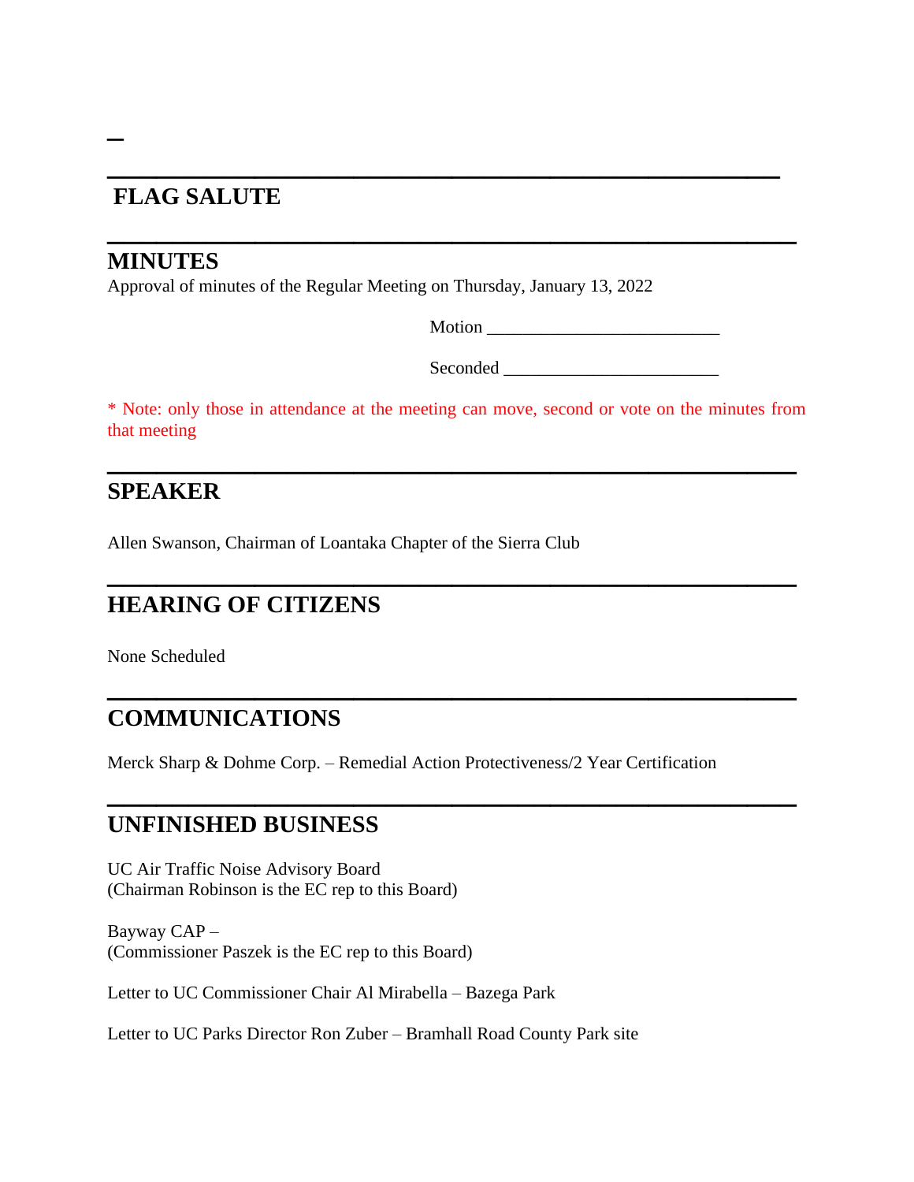## FLAG SALUTE

## MINUTES

Approval of minutes of the Regular Meeting on Thursday, January 13, 2022

Motion ___________________________

Seconded _________________________

* Note: only those in attendance at the meeting can move, second or vote on the minutes from that meeting

## SPEAKER

Allen Swanson, Chairman of Loantaka Chapter of the Sierra Club

## HEARING OF CITIZENS

None Scheduled

## COMMUNICATIONS

Merck Sharp & Dohme Corp. – Remedial Action Protectiveness/2 Year Certification

## UNFINISHED BUSINESS

UC Air Traffic Noise Advisory Board
(Chairman Robinson is the EC rep to this Board)

Bayway CAP –
(Commissioner Paszek is the EC rep to this Board)

Letter to UC Commissioner Chair Al Mirabella – Bazega Park

Letter to UC Parks Director Ron Zuber – Bramhall Road County Park site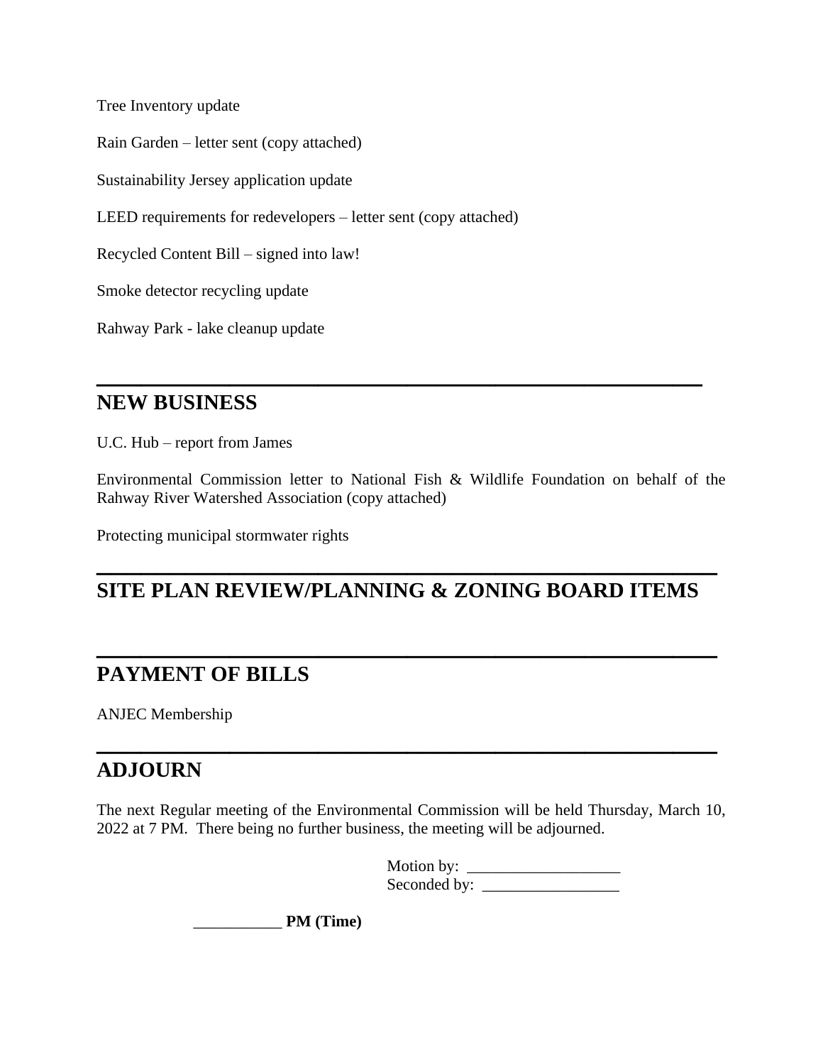Tree Inventory update

Rain Garden – letter sent (copy attached)

Sustainability Jersey application update

LEED requirements for redevelopers – letter sent (copy attached)

Recycled Content Bill – signed into law!

Smoke detector recycling update

Rahway Park - lake cleanup update

---

## NEW BUSINESS

U.C. Hub – report from James

Environmental Commission letter to National Fish & Wildlife Foundation on behalf of the Rahway River Watershed Association (copy attached)

Protecting municipal stormwater rights

---

## SITE PLAN REVIEW/PLANNING & ZONING BOARD ITEMS

---

## PAYMENT OF BILLS

ANJEC Membership

---

## ADJOURN

The next Regular meeting of the Environmental Commission will be held Thursday, March 10, 2022 at 7 PM. There being no further business, the meeting will be adjourned.

Motion by: ___________________
Seconded by: _________________

___________ **PM (Time)**